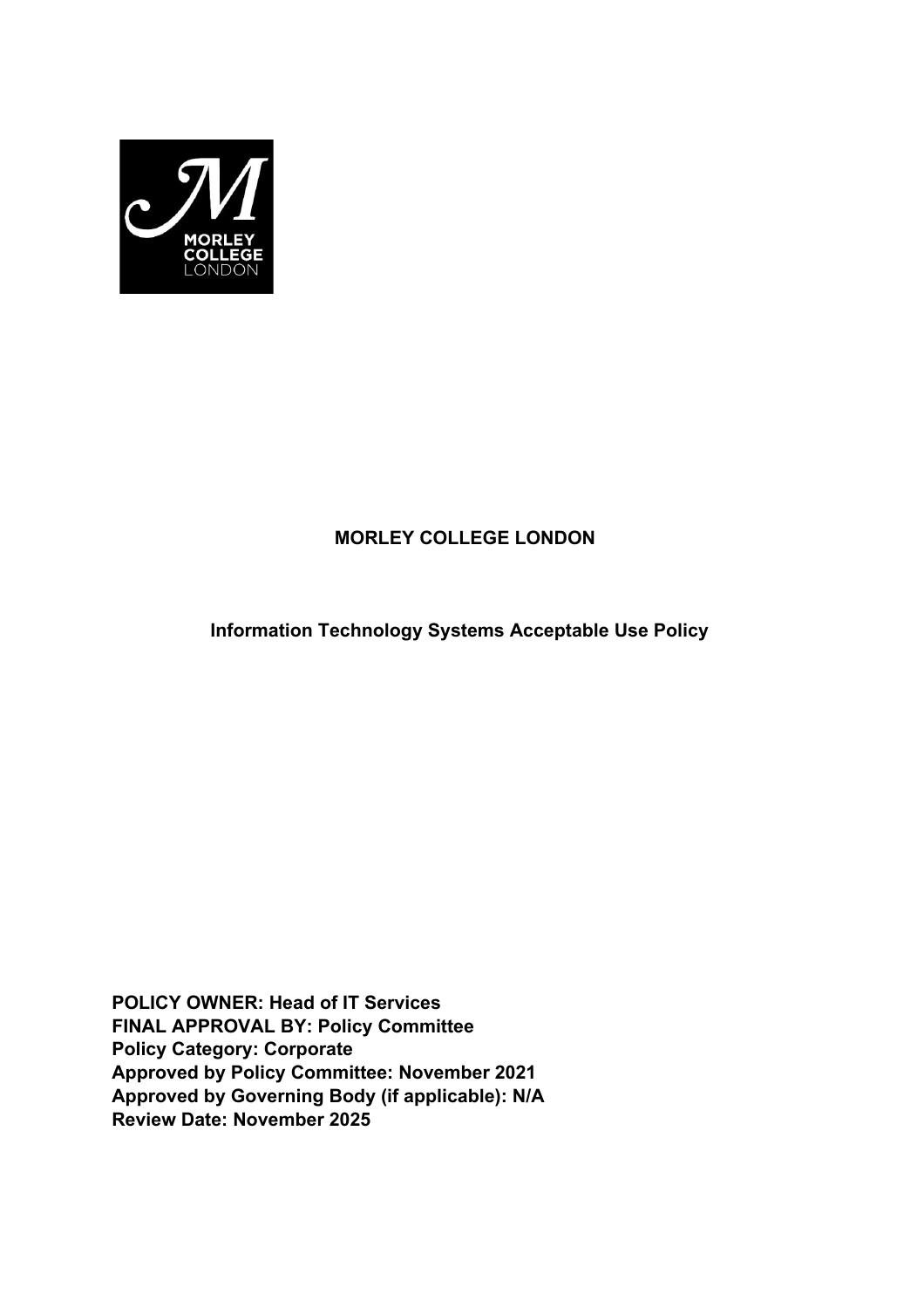# MORLEY COLLEGE LONDON

## Information Technology Systems Acceptable Use Policy

**POLICY OWNER: Head of IT Services**
**FINAL APPROVAL BY: Policy Committee**
**Policy Category: Corporate**
**Approved by Policy Committee: November 2021**
**Approved by Governing Body (if applicable): N/A**
**Review Date: November 2025**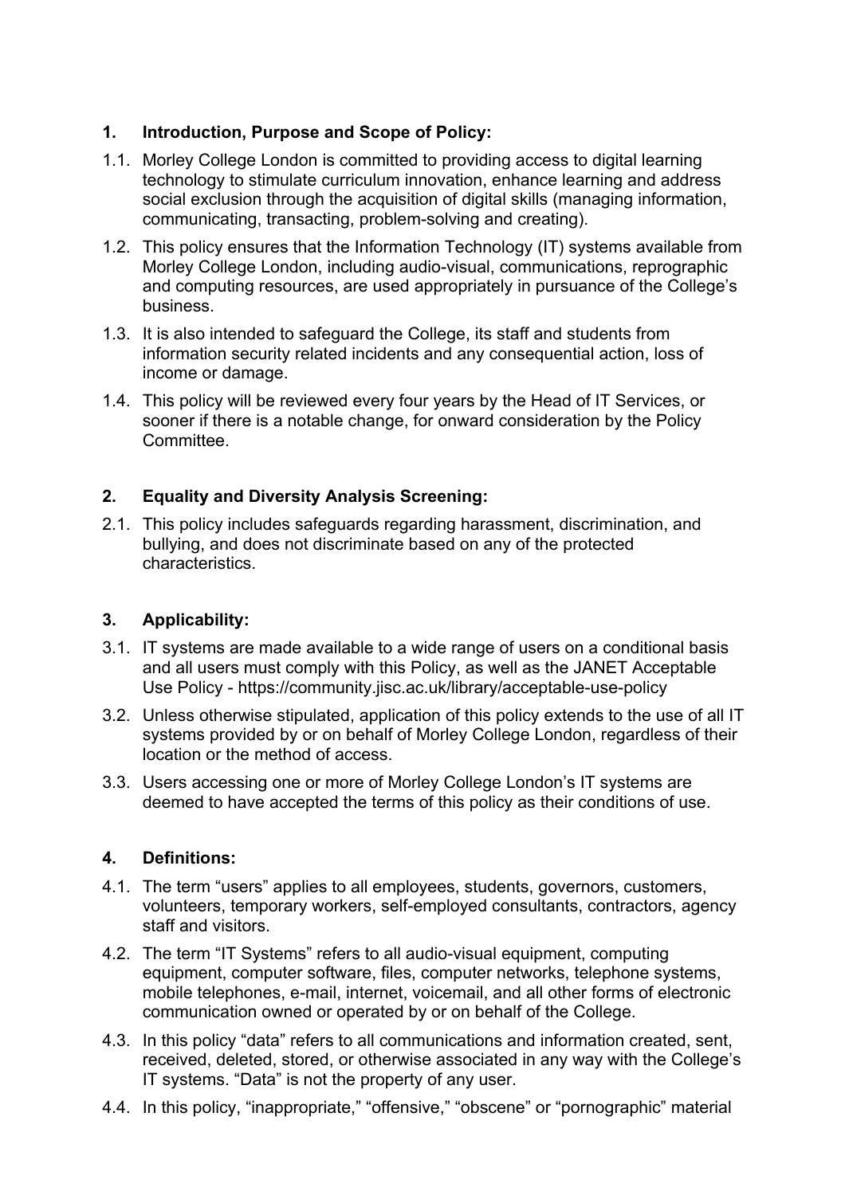## 1. Introduction, Purpose and Scope of Policy:

1.1. Morley College London is committed to providing access to digital learning technology to stimulate curriculum innovation, enhance learning and address social exclusion through the acquisition of digital skills (managing information, communicating, transacting, problem-solving and creating).

1.2. This policy ensures that the Information Technology (IT) systems available from Morley College London, including audio-visual, communications, reprographic and computing resources, are used appropriately in pursuance of the College's business.

1.3. It is also intended to safeguard the College, its staff and students from information security related incidents and any consequential action, loss of income or damage.

1.4. This policy will be reviewed every four years by the Head of IT Services, or sooner if there is a notable change, for onward consideration by the Policy Committee.

## 2. Equality and Diversity Analysis Screening:

2.1. This policy includes safeguards regarding harassment, discrimination, and bullying, and does not discriminate based on any of the protected characteristics.

## 3. Applicability:

3.1. IT systems are made available to a wide range of users on a conditional basis and all users must comply with this Policy, as well as the JANET Acceptable Use Policy - https://community.jisc.ac.uk/library/acceptable-use-policy

3.2. Unless otherwise stipulated, application of this policy extends to the use of all IT systems provided by or on behalf of Morley College London, regardless of their location or the method of access.

3.3. Users accessing one or more of Morley College London's IT systems are deemed to have accepted the terms of this policy as their conditions of use.

## 4. Definitions:

4.1. The term "users" applies to all employees, students, governors, customers, volunteers, temporary workers, self-employed consultants, contractors, agency staff and visitors.

4.2. The term "IT Systems" refers to all audio-visual equipment, computing equipment, computer software, files, computer networks, telephone systems, mobile telephones, e-mail, internet, voicemail, and all other forms of electronic communication owned or operated by or on behalf of the College.

4.3. In this policy "data" refers to all communications and information created, sent, received, deleted, stored, or otherwise associated in any way with the College's IT systems. "Data" is not the property of any user.

4.4. In this policy, "inappropriate," "offensive," "obscene" or "pornographic" material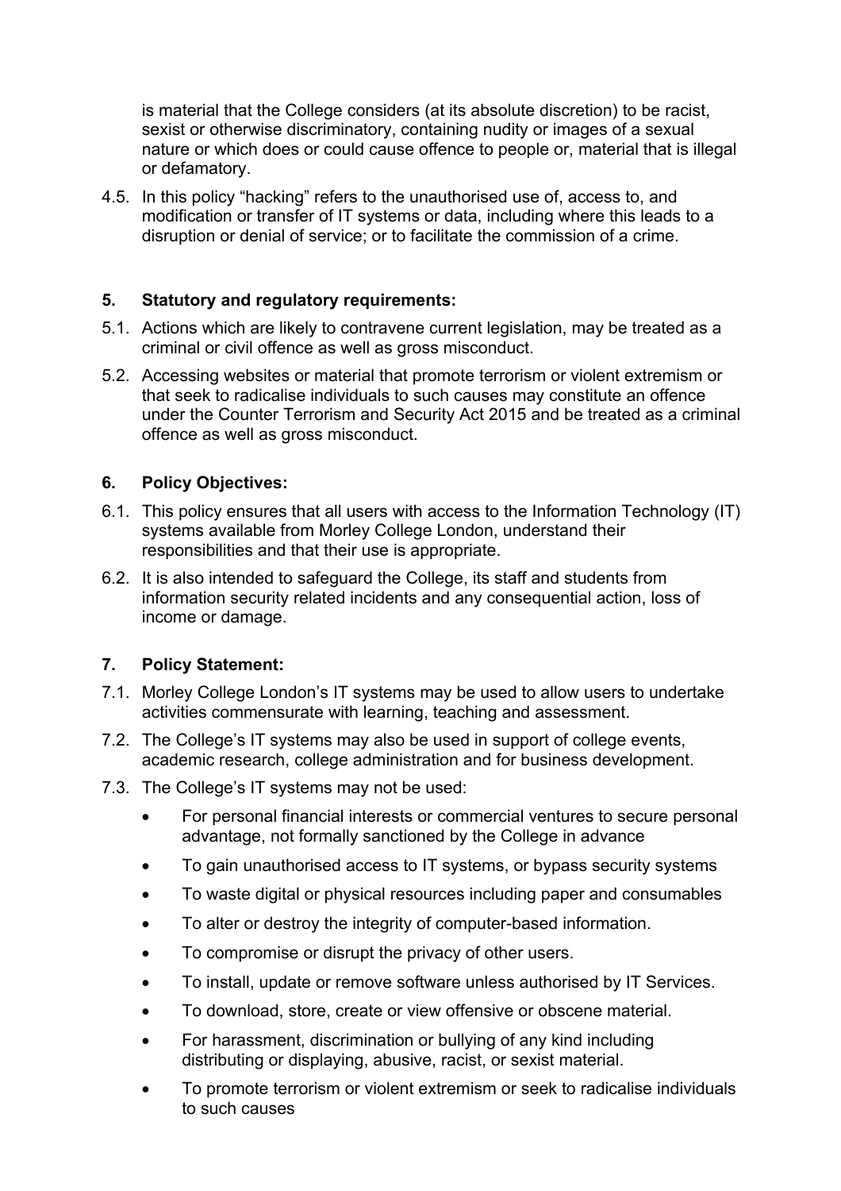is material that the College considers (at its absolute discretion) to be racist, sexist or otherwise discriminatory, containing nudity or images of a sexual nature or which does or could cause offence to people or, material that is illegal or defamatory.

4.5. In this policy "hacking" refers to the unauthorised use of, access to, and modification or transfer of IT systems or data, including where this leads to a disruption or denial of service; or to facilitate the commission of a crime.

## 5. Statutory and regulatory requirements:

5.1. Actions which are likely to contravene current legislation, may be treated as a criminal or civil offence as well as gross misconduct.

5.2. Accessing websites or material that promote terrorism or violent extremism or that seek to radicalise individuals to such causes may constitute an offence under the Counter Terrorism and Security Act 2015 and be treated as a criminal offence as well as gross misconduct.

## 6. Policy Objectives:

6.1. This policy ensures that all users with access to the Information Technology (IT) systems available from Morley College London, understand their responsibilities and that their use is appropriate.

6.2. It is also intended to safeguard the College, its staff and students from information security related incidents and any consequential action, loss of income or damage.

## 7. Policy Statement:

7.1. Morley College London's IT systems may be used to allow users to undertake activities commensurate with learning, teaching and assessment.

7.2. The College's IT systems may also be used in support of college events, academic research, college administration and for business development.

7.3. The College's IT systems may not be used:

- For personal financial interests or commercial ventures to secure personal advantage, not formally sanctioned by the College in advance
- To gain unauthorised access to IT systems, or bypass security systems
- To waste digital or physical resources including paper and consumables
- To alter or destroy the integrity of computer-based information.
- To compromise or disrupt the privacy of other users.
- To install, update or remove software unless authorised by IT Services.
- To download, store, create or view offensive or obscene material.
- For harassment, discrimination or bullying of any kind including distributing or displaying, abusive, racist, or sexist material.
- To promote terrorism or violent extremism or seek to radicalise individuals to such causes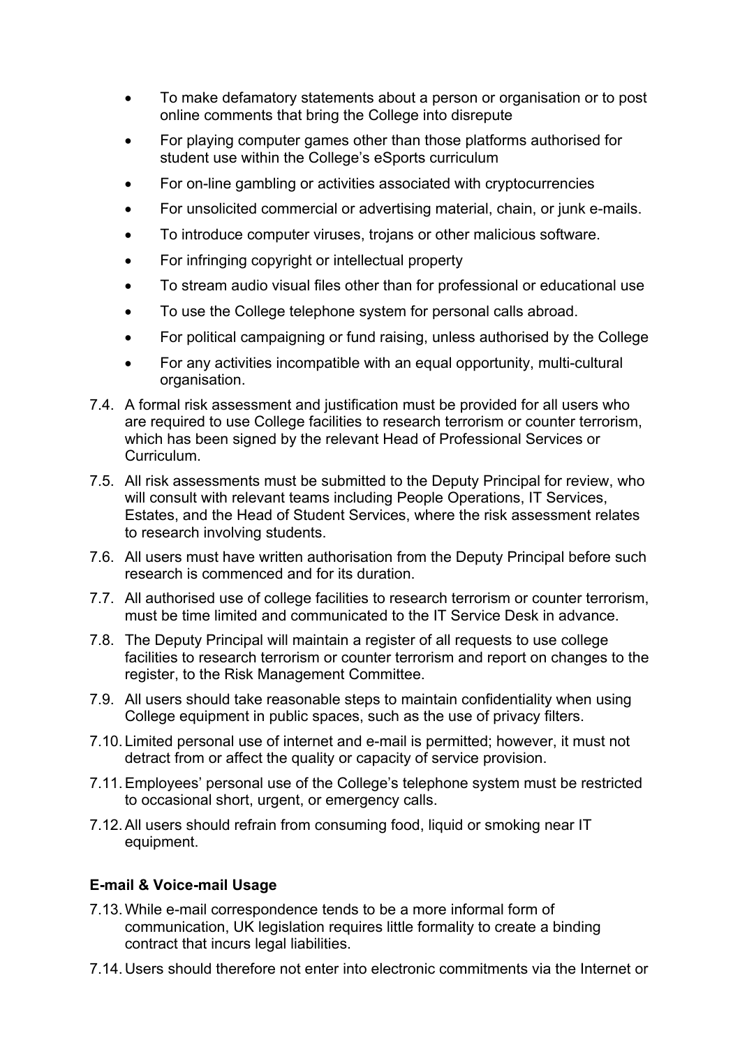- To make defamatory statements about a person or organisation or to post online comments that bring the College into disrepute
- For playing computer games other than those platforms authorised for student use within the College's eSports curriculum
- For on-line gambling or activities associated with cryptocurrencies
- For unsolicited commercial or advertising material, chain, or junk e-mails.
- To introduce computer viruses, trojans or other malicious software.
- For infringing copyright or intellectual property
- To stream audio visual files other than for professional or educational use
- To use the College telephone system for personal calls abroad.
- For political campaigning or fund raising, unless authorised by the College
- For any activities incompatible with an equal opportunity, multi-cultural organisation.

7.4. A formal risk assessment and justification must be provided for all users who are required to use College facilities to research terrorism or counter terrorism, which has been signed by the relevant Head of Professional Services or Curriculum.

7.5. All risk assessments must be submitted to the Deputy Principal for review, who will consult with relevant teams including People Operations, IT Services, Estates, and the Head of Student Services, where the risk assessment relates to research involving students.

7.6. All users must have written authorisation from the Deputy Principal before such research is commenced and for its duration.

7.7. All authorised use of college facilities to research terrorism or counter terrorism, must be time limited and communicated to the IT Service Desk in advance.

7.8. The Deputy Principal will maintain a register of all requests to use college facilities to research terrorism or counter terrorism and report on changes to the register, to the Risk Management Committee.

7.9. All users should take reasonable steps to maintain confidentiality when using College equipment in public spaces, such as the use of privacy filters.

7.10. Limited personal use of internet and e-mail is permitted; however, it must not detract from or affect the quality or capacity of service provision.

7.11. Employees' personal use of the College's telephone system must be restricted to occasional short, urgent, or emergency calls.

7.12. All users should refrain from consuming food, liquid or smoking near IT equipment.

**E-mail & Voice-mail Usage**

7.13. While e-mail correspondence tends to be a more informal form of communication, UK legislation requires little formality to create a binding contract that incurs legal liabilities.

7.14. Users should therefore not enter into electronic commitments via the Internet or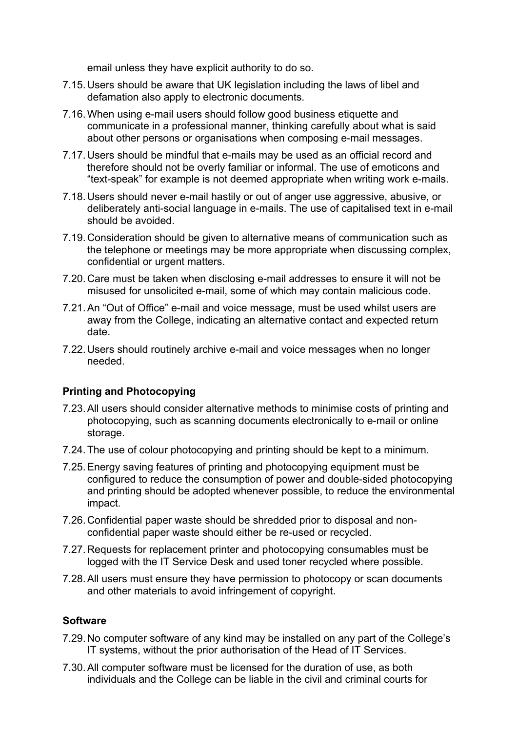email unless they have explicit authority to do so.

7.15. Users should be aware that UK legislation including the laws of libel and defamation also apply to electronic documents.

7.16. When using e-mail users should follow good business etiquette and communicate in a professional manner, thinking carefully about what is said about other persons or organisations when composing e-mail messages.

7.17. Users should be mindful that e-mails may be used as an official record and therefore should not be overly familiar or informal. The use of emoticons and “text-speak” for example is not deemed appropriate when writing work e-mails.

7.18. Users should never e-mail hastily or out of anger use aggressive, abusive, or deliberately anti-social language in e-mails. The use of capitalised text in e-mail should be avoided.

7.19. Consideration should be given to alternative means of communication such as the telephone or meetings may be more appropriate when discussing complex, confidential or urgent matters.

7.20. Care must be taken when disclosing e-mail addresses to ensure it will not be misused for unsolicited e-mail, some of which may contain malicious code.

7.21. An “Out of Office” e-mail and voice message, must be used whilst users are away from the College, indicating an alternative contact and expected return date.

7.22. Users should routinely archive e-mail and voice messages when no longer needed.

**Printing and Photocopying**

7.23. All users should consider alternative methods to minimise costs of printing and photocopying, such as scanning documents electronically to e-mail or online storage.

7.24. The use of colour photocopying and printing should be kept to a minimum.

7.25. Energy saving features of printing and photocopying equipment must be configured to reduce the consumption of power and double-sided photocopying and printing should be adopted whenever possible, to reduce the environmental impact.

7.26. Confidential paper waste should be shredded prior to disposal and non-confidential paper waste should either be re-used or recycled.

7.27. Requests for replacement printer and photocopying consumables must be logged with the IT Service Desk and used toner recycled where possible.

7.28. All users must ensure they have permission to photocopy or scan documents and other materials to avoid infringement of copyright.

**Software**

7.29. No computer software of any kind may be installed on any part of the College’s IT systems, without the prior authorisation of the Head of IT Services.

7.30. All computer software must be licensed for the duration of use, as both individuals and the College can be liable in the civil and criminal courts for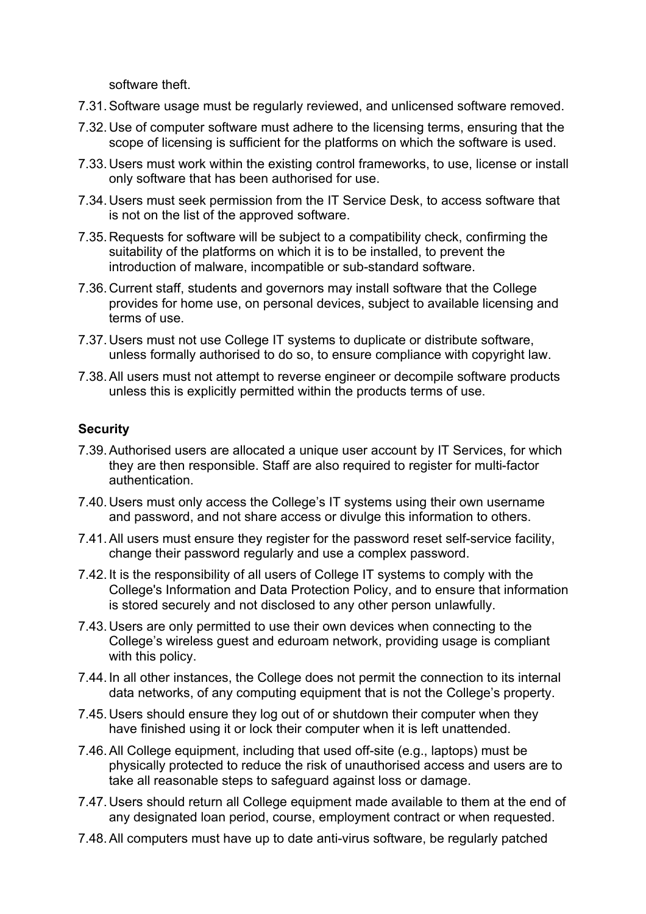software theft.

7.31. Software usage must be regularly reviewed, and unlicensed software removed.

7.32. Use of computer software must adhere to the licensing terms, ensuring that the scope of licensing is sufficient for the platforms on which the software is used.

7.33. Users must work within the existing control frameworks, to use, license or install only software that has been authorised for use.

7.34. Users must seek permission from the IT Service Desk, to access software that is not on the list of the approved software.

7.35. Requests for software will be subject to a compatibility check, confirming the suitability of the platforms on which it is to be installed, to prevent the introduction of malware, incompatible or sub-standard software.

7.36. Current staff, students and governors may install software that the College provides for home use, on personal devices, subject to available licensing and terms of use.

7.37. Users must not use College IT systems to duplicate or distribute software, unless formally authorised to do so, to ensure compliance with copyright law.

7.38. All users must not attempt to reverse engineer or decompile software products unless this is explicitly permitted within the products terms of use.

**Security**

7.39. Authorised users are allocated a unique user account by IT Services, for which they are then responsible. Staff are also required to register for multi-factor authentication.

7.40. Users must only access the College's IT systems using their own username and password, and not share access or divulge this information to others.

7.41. All users must ensure they register for the password reset self-service facility, change their password regularly and use a complex password.

7.42. It is the responsibility of all users of College IT systems to comply with the College's Information and Data Protection Policy, and to ensure that information is stored securely and not disclosed to any other person unlawfully.

7.43. Users are only permitted to use their own devices when connecting to the College's wireless guest and eduroam network, providing usage is compliant with this policy.

7.44. In all other instances, the College does not permit the connection to its internal data networks, of any computing equipment that is not the College's property.

7.45. Users should ensure they log out of or shutdown their computer when they have finished using it or lock their computer when it is left unattended.

7.46. All College equipment, including that used off-site (e.g., laptops) must be physically protected to reduce the risk of unauthorised access and users are to take all reasonable steps to safeguard against loss or damage.

7.47. Users should return all College equipment made available to them at the end of any designated loan period, course, employment contract or when requested.

7.48. All computers must have up to date anti-virus software, be regularly patched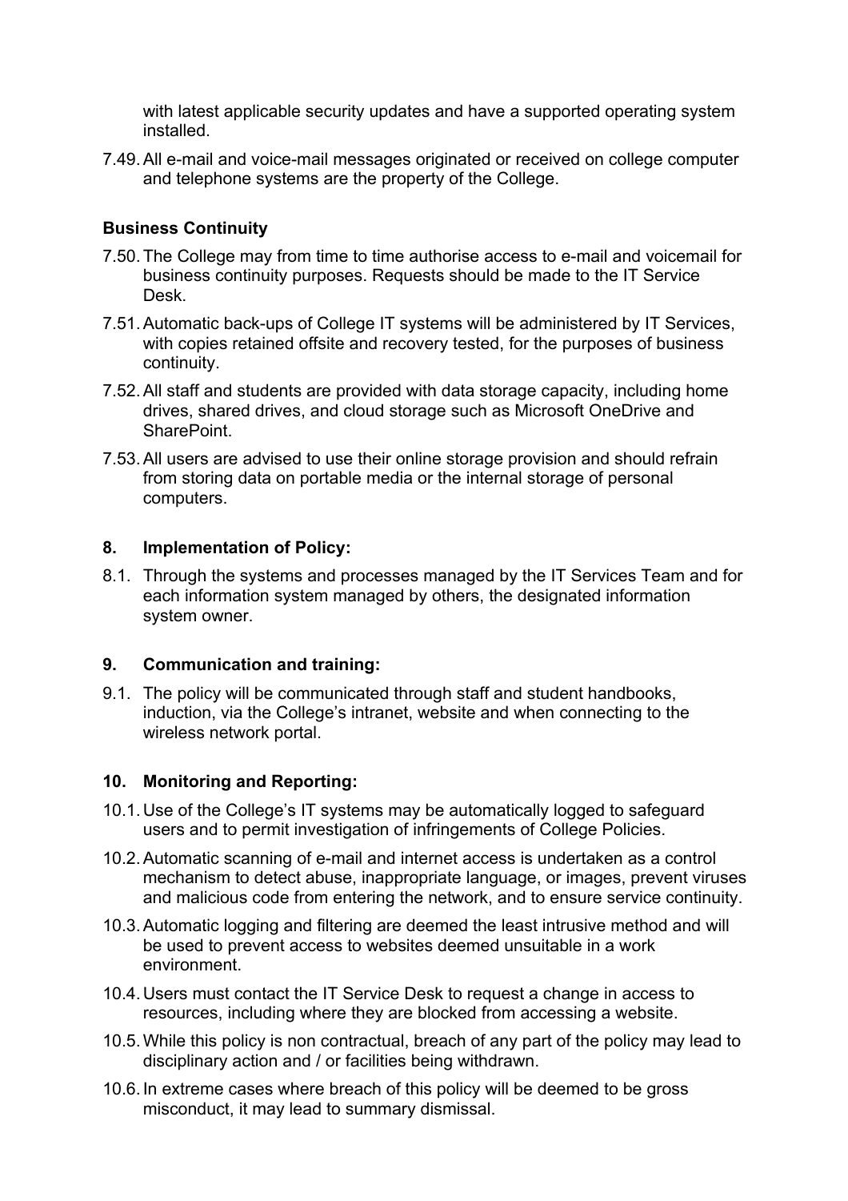with latest applicable security updates and have a supported operating system installed.

7.49. All e-mail and voice-mail messages originated or received on college computer and telephone systems are the property of the College.

**Business Continuity**

7.50. The College may from time to time authorise access to e-mail and voicemail for business continuity purposes. Requests should be made to the IT Service Desk.

7.51. Automatic back-ups of College IT systems will be administered by IT Services, with copies retained offsite and recovery tested, for the purposes of business continuity.

7.52. All staff and students are provided with data storage capacity, including home drives, shared drives, and cloud storage such as Microsoft OneDrive and SharePoint.

7.53. All users are advised to use their online storage provision and should refrain from storing data on portable media or the internal storage of personal computers.

## 8. Implementation of Policy:

8.1. Through the systems and processes managed by the IT Services Team and for each information system managed by others, the designated information system owner.

## 9. Communication and training:

9.1. The policy will be communicated through staff and student handbooks, induction, via the College's intranet, website and when connecting to the wireless network portal.

## 10. Monitoring and Reporting:

10.1. Use of the College's IT systems may be automatically logged to safeguard users and to permit investigation of infringements of College Policies.

10.2. Automatic scanning of e-mail and internet access is undertaken as a control mechanism to detect abuse, inappropriate language, or images, prevent viruses and malicious code from entering the network, and to ensure service continuity.

10.3. Automatic logging and filtering are deemed the least intrusive method and will be used to prevent access to websites deemed unsuitable in a work environment.

10.4. Users must contact the IT Service Desk to request a change in access to resources, including where they are blocked from accessing a website.

10.5. While this policy is non contractual, breach of any part of the policy may lead to disciplinary action and / or facilities being withdrawn.

10.6. In extreme cases where breach of this policy will be deemed to be gross misconduct, it may lead to summary dismissal.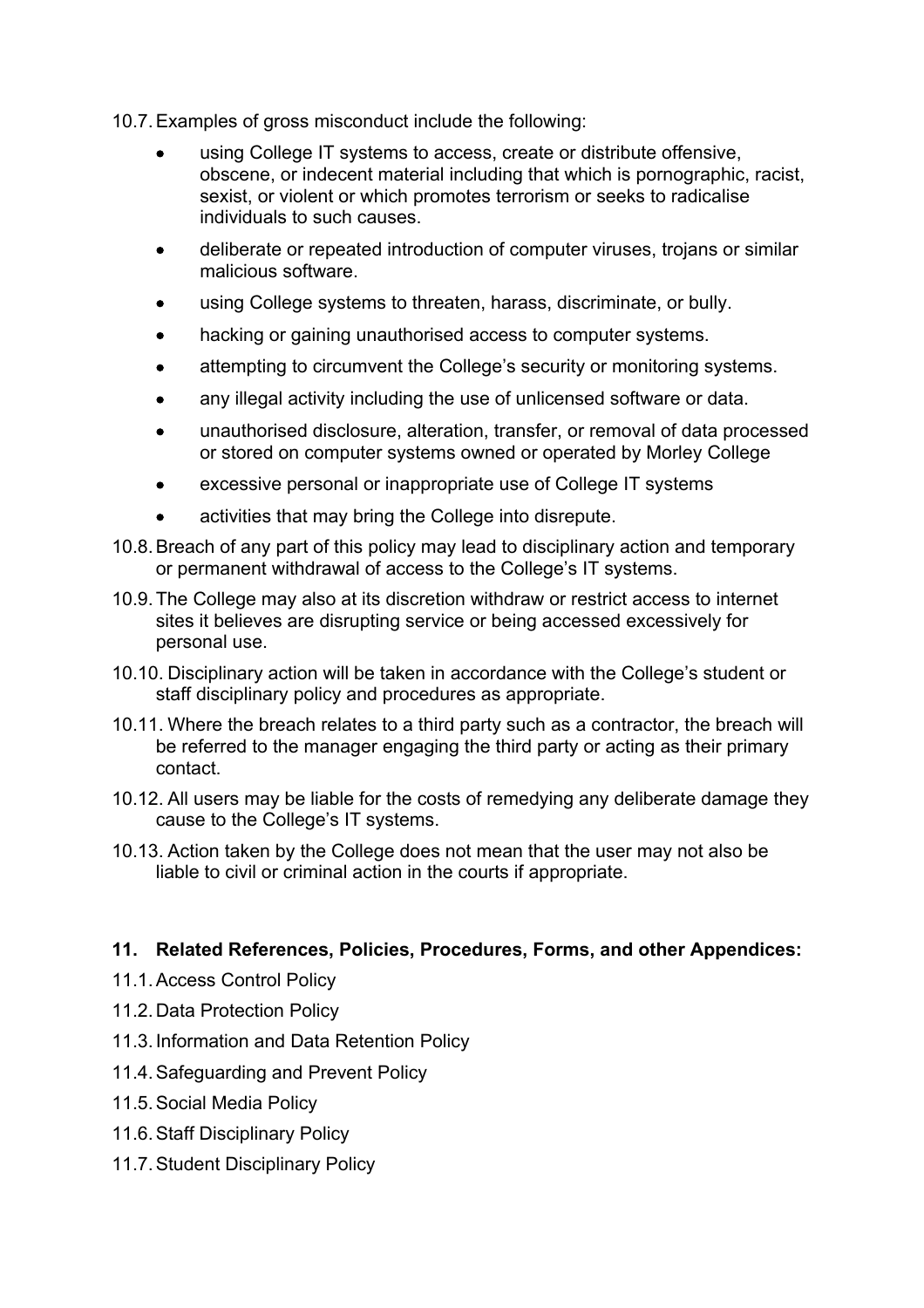10.7. Examples of gross misconduct include the following:

- using College IT systems to access, create or distribute offensive, obscene, or indecent material including that which is pornographic, racist, sexist, or violent or which promotes terrorism or seeks to radicalise individuals to such causes.
- deliberate or repeated introduction of computer viruses, trojans or similar malicious software.
- using College systems to threaten, harass, discriminate, or bully.
- hacking or gaining unauthorised access to computer systems.
- attempting to circumvent the College's security or monitoring systems.
- any illegal activity including the use of unlicensed software or data.
- unauthorised disclosure, alteration, transfer, or removal of data processed or stored on computer systems owned or operated by Morley College
- excessive personal or inappropriate use of College IT systems
- activities that may bring the College into disrepute.

10.8. Breach of any part of this policy may lead to disciplinary action and temporary or permanent withdrawal of access to the College's IT systems.

10.9. The College may also at its discretion withdraw or restrict access to internet sites it believes are disrupting service or being accessed excessively for personal use.

10.10. Disciplinary action will be taken in accordance with the College's student or staff disciplinary policy and procedures as appropriate.

10.11. Where the breach relates to a third party such as a contractor, the breach will be referred to the manager engaging the third party or acting as their primary contact.

10.12. All users may be liable for the costs of remedying any deliberate damage they cause to the College's IT systems.

10.13. Action taken by the College does not mean that the user may not also be liable to civil or criminal action in the courts if appropriate.

## 11. Related References, Policies, Procedures, Forms, and other Appendices:

11.1. Access Control Policy

11.2. Data Protection Policy

11.3. Information and Data Retention Policy

11.4. Safeguarding and Prevent Policy

11.5. Social Media Policy

11.6. Staff Disciplinary Policy

11.7. Student Disciplinary Policy